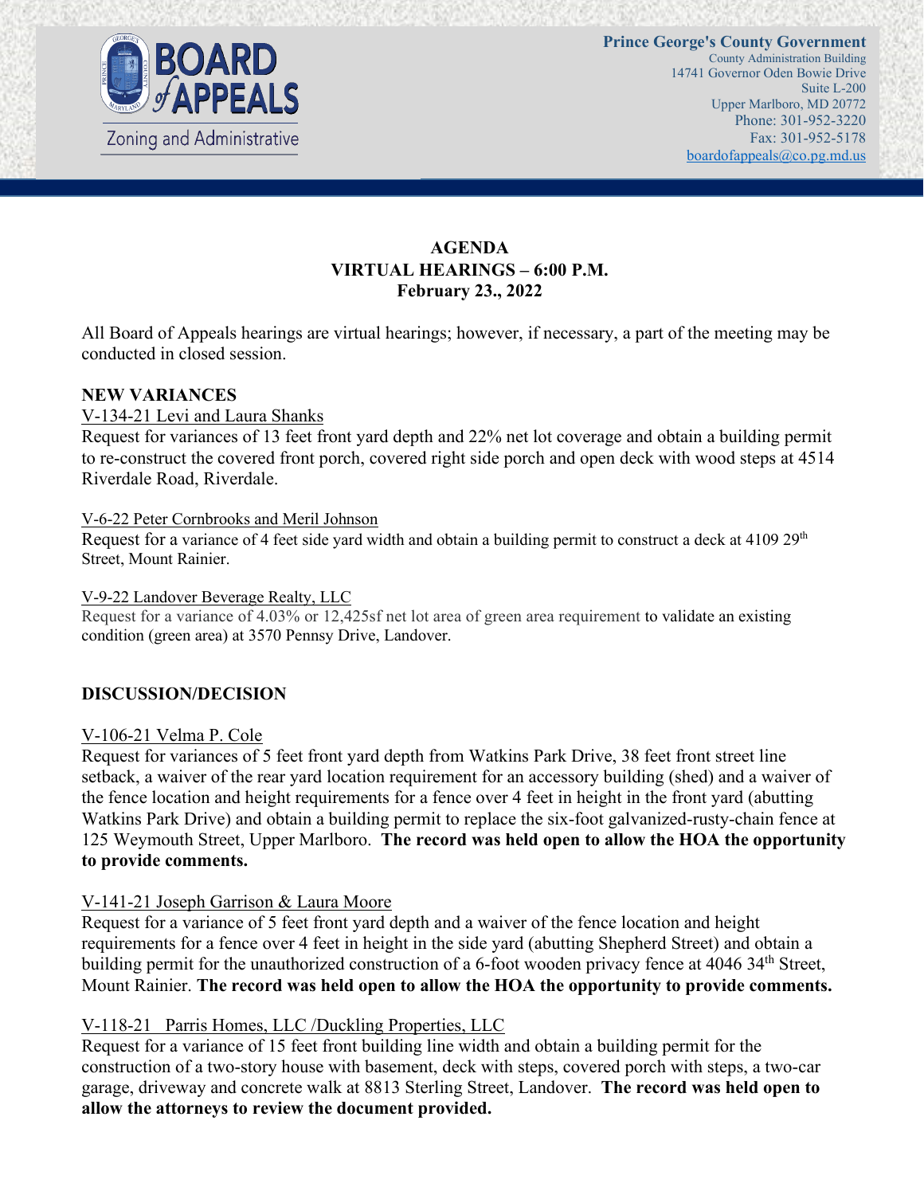BOARD of APPEALS
Zoning and Administrative

**Prince George's County Government**
County Administration Building
14741 Governor Oden Bowie Drive
Suite L-200
Upper Marlboro, MD 20772
Phone: 301-952-3220
Fax: 301-952-5178
boardofappeals@co.pg.md.us

# AGENDA
## VIRTUAL HEARINGS – 6:00 P.M.
## February 23., 2022

All Board of Appeals hearings are virtual hearings; however, if necessary, a part of the meeting may be conducted in closed session.

### NEW VARIANCES

V-134-21 Levi and Laura Shanks
Request for variances of 13 feet front yard depth and 22% net lot coverage and obtain a building permit to re-construct the covered front porch, covered right side porch and open deck with wood steps at 4514 Riverdale Road, Riverdale.

V-6-22 Peter Cornbrooks and Meril Johnson
Request for a variance of 4 feet side yard width and obtain a building permit to construct a deck at 4109 29th Street, Mount Rainier.

V-9-22 Landover Beverage Realty, LLC
Request for a variance of 4.03% or 12,425sf net lot area of green area requirement to validate an existing condition (green area) at 3570 Pennsy Drive, Landover.

### DISCUSSION/DECISION

V-106-21 Velma P. Cole
Request for variances of 5 feet front yard depth from Watkins Park Drive, 38 feet front street line setback, a waiver of the rear yard location requirement for an accessory building (shed) and a waiver of the fence location and height requirements for a fence over 4 feet in height in the front yard (abutting Watkins Park Drive) and obtain a building permit to replace the six-foot galvanized-rusty-chain fence at 125 Weymouth Street, Upper Marlboro. **The record was held open to allow the HOA the opportunity to provide comments.**

V-141-21 Joseph Garrison & Laura Moore
Request for a variance of 5 feet front yard depth and a waiver of the fence location and height requirements for a fence over 4 feet in height in the side yard (abutting Shepherd Street) and obtain a building permit for the unauthorized construction of a 6-foot wooden privacy fence at 4046 34th Street, Mount Rainier. **The record was held open to allow the HOA the opportunity to provide comments.**

V-118-21 Parris Homes, LLC /Duckling Properties, LLC
Request for a variance of 15 feet front building line width and obtain a building permit for the construction of a two-story house with basement, deck with steps, covered porch with steps, a two-car garage, driveway and concrete walk at 8813 Sterling Street, Landover. **The record was held open to allow the attorneys to review the document provided.**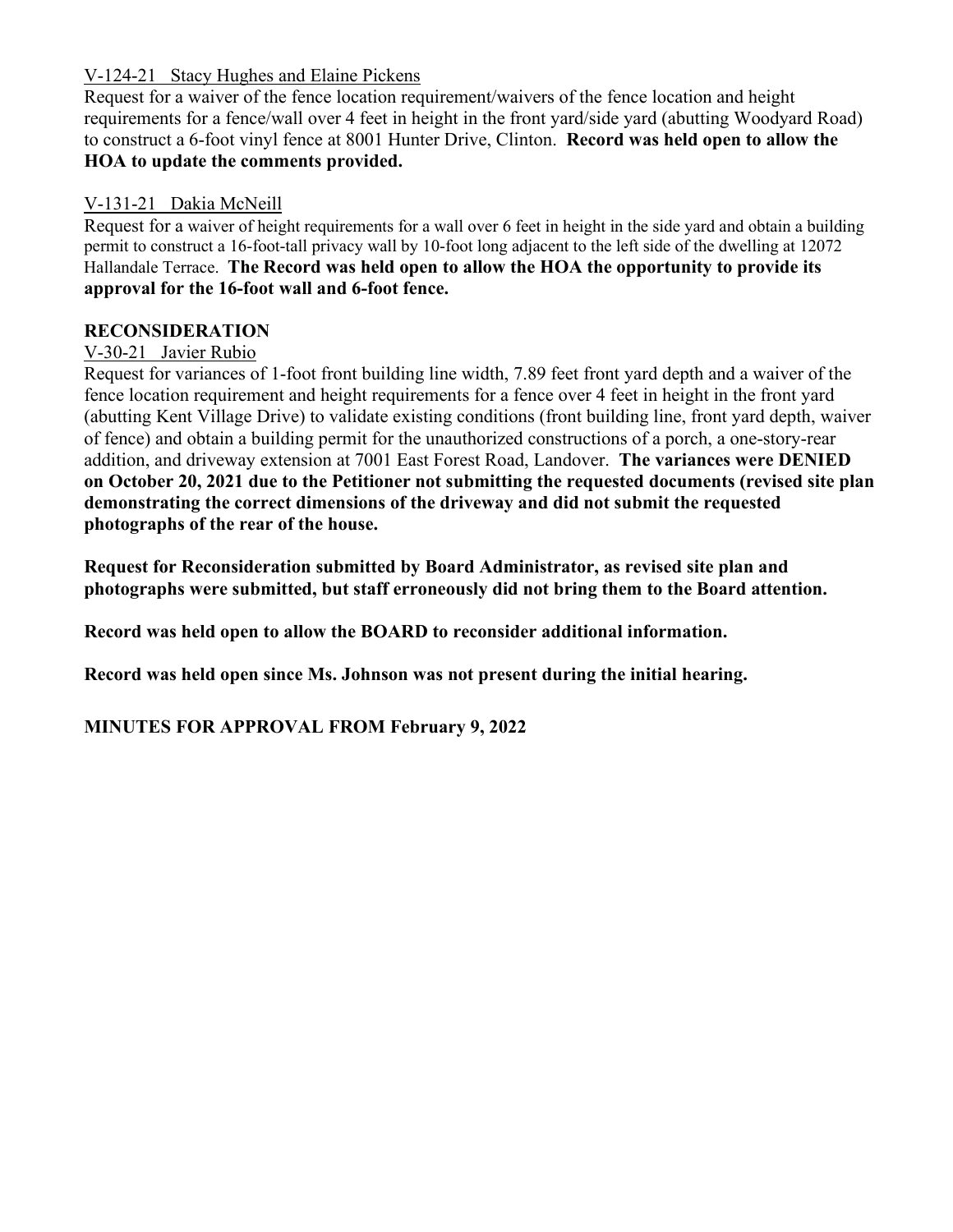V-124-21 Stacy Hughes and Elaine Pickens

Request for a waiver of the fence location requirement/waivers of the fence location and height requirements for a fence/wall over 4 feet in height in the front yard/side yard (abutting Woodyard Road) to construct a 6-foot vinyl fence at 8001 Hunter Drive, Clinton. **Record was held open to allow the HOA to update the comments provided.**

V-131-21 Dakia McNeill

Request for a waiver of height requirements for a wall over 6 feet in height in the side yard and obtain a building permit to construct a 16-foot-tall privacy wall by 10-foot long adjacent to the left side of the dwelling at 12072 Hallandale Terrace. **The Record was held open to allow the HOA the opportunity to provide its approval for the 16-foot wall and 6-foot fence.**

**RECONSIDERATION**

V-30-21 Javier Rubio

Request for variances of 1-foot front building line width, 7.89 feet front yard depth and a waiver of the fence location requirement and height requirements for a fence over 4 feet in height in the front yard (abutting Kent Village Drive) to validate existing conditions (front building line, front yard depth, waiver of fence) and obtain a building permit for the unauthorized constructions of a porch, a one-story-rear addition, and driveway extension at 7001 East Forest Road, Landover. **The variances were DENIED on October 20, 2021 due to the Petitioner not submitting the requested documents (revised site plan demonstrating the correct dimensions of the driveway and did not submit the requested photographs of the rear of the house.**

**Request for Reconsideration submitted by Board Administrator, as revised site plan and photographs were submitted, but staff erroneously did not bring them to the Board attention.**

**Record was held open to allow the BOARD to reconsider additional information.**

**Record was held open since Ms. Johnson was not present during the initial hearing.**

**MINUTES FOR APPROVAL FROM February 9, 2022**